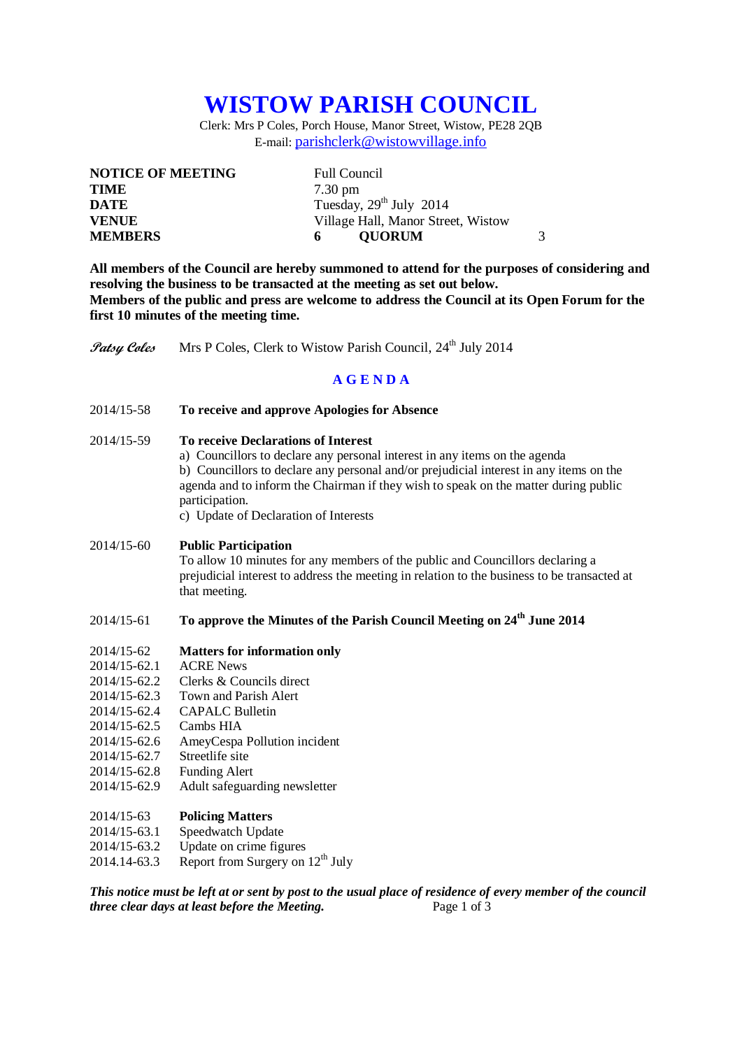# WISTOW PARISH COUNCIL

Clerk: Mrs P Coles, Porch House, Manor Street, Wistow, PE28 2QB
E-mail: parishclerk@wistowvillage.info

| | | | |
|---|---|---|---|
| **NOTICE OF MEETING** | Full Council | | |
| **TIME** | 7.30 pm | | |
| **DATE** | Tuesday, 29th July 2014 | | |
| **VENUE** | Village Hall, Manor Street, Wistow | | |
| **MEMBERS** | **6** | **QUORUM** | 3 |

**All members of the Council are hereby summoned to attend for the purposes of considering and resolving the business to be transacted at the meeting as set out below.**
**Members of the public and press are welcome to address the Council at its Open Forum for the first 10 minutes of the meeting time.**

*Patsy Coles* Mrs P Coles, Clerk to Wistow Parish Council, 24th July 2014

## A G E N D A

2014/15-58 **To receive and approve Apologies for Absence**

2014/15-59 **To receive Declarations of Interest**
a) Councillors to declare any personal interest in any items on the agenda
b) Councillors to declare any personal and/or prejudicial interest in any items on the agenda and to inform the Chairman if they wish to speak on the matter during public participation.
c) Update of Declaration of Interests

2014/15-60 **Public Participation**
To allow 10 minutes for any members of the public and Councillors declaring a prejudicial interest to address the meeting in relation to the business to be transacted at that meeting.

2014/15-61 **To approve the Minutes of the Parish Council Meeting on 24th June 2014**

2014/15-62 **Matters for information only**
2014/15-62.1 ACRE News
2014/15-62.2 Clerks & Councils direct
2014/15-62.3 Town and Parish Alert
2014/15-62.4 CAPALC Bulletin
2014/15-62.5 Cambs HIA
2014/15-62.6 AmeyCespa Pollution incident
2014/15-62.7 Streetlife site
2014/15-62.8 Funding Alert
2014/15-62.9 Adult safeguarding newsletter

2014/15-63 **Policing Matters**
2014/15-63.1 Speedwatch Update
2014/15-63.2 Update on crime figures
2014.14-63.3 Report from Surgery on 12th July

***This notice must be left at or sent by post to the usual place of residence of every member of the council three clear days at least before the Meeting.***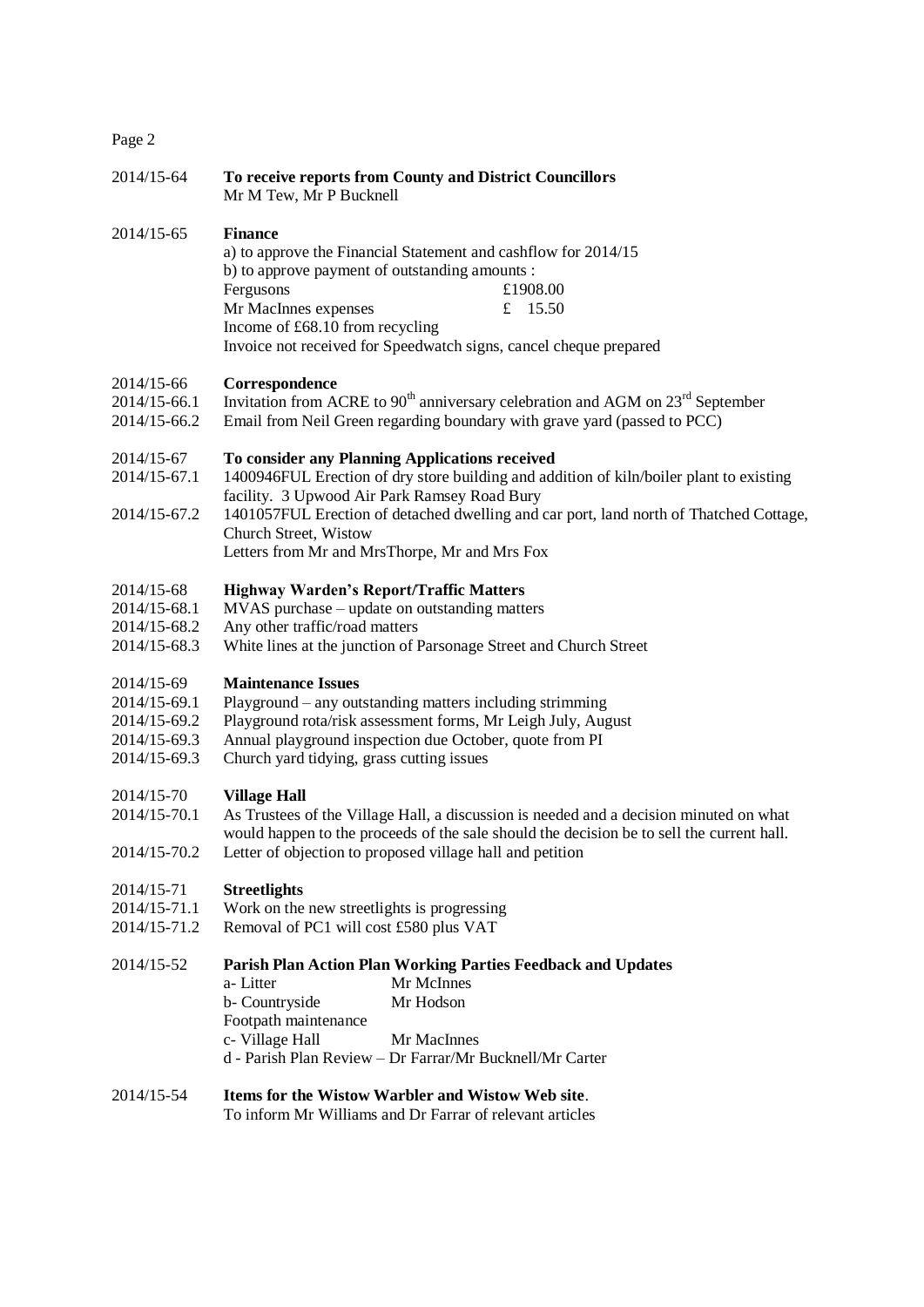| | |
|---|---|
| 2014/15-64 | **To receive reports from County and District Councillors**<br>Mr M Tew, Mr P Bucknell |
| 2014/15-65 | **Finance**<br>a) to approve the Financial Statement and cashflow for 2014/15<br>b) to approve payment of outstanding amounts :<br>Fergusons £1908.00<br>Mr MacInnes expenses £ 15.50<br>Income of £68.10 from recycling<br>Invoice not received for Speedwatch signs, cancel cheque prepared |
| 2014/15-66 | **Correspondence** |
| 2014/15-66.1 | Invitation from ACRE to 90th anniversary celebration and AGM on 23rd September |
| 2014/15-66.2 | Email from Neil Green regarding boundary with grave yard (passed to PCC) |
| 2014/15-67 | **To consider any Planning Applications received** |
| 2014/15-67.1 | 1400946FUL Erection of dry store building and addition of kiln/boiler plant to existing facility. 3 Upwood Air Park Ramsey Road Bury |
| 2014/15-67.2 | 1401057FUL Erection of detached dwelling and car port, land north of Thatched Cottage, Church Street, Wistow<br>Letters from Mr and MrsThorpe, Mr and Mrs Fox |
| 2014/15-68 | **Highway Warden's Report/Traffic Matters** |
| 2014/15-68.1 | MVAS purchase – update on outstanding matters |
| 2014/15-68.2 | Any other traffic/road matters |
| 2014/15-68.3 | White lines at the junction of Parsonage Street and Church Street |
| 2014/15-69 | **Maintenance Issues** |
| 2014/15-69.1 | Playground – any outstanding matters including strimming |
| 2014/15-69.2 | Playground rota/risk assessment forms, Mr Leigh July, August |
| 2014/15-69.3 | Annual playground inspection due October, quote from PI |
| 2014/15-69.3 | Church yard tidying, grass cutting issues |
| 2014/15-70 | **Village Hall** |
| 2014/15-70.1 | As Trustees of the Village Hall, a discussion is needed and a decision minuted on what would happen to the proceeds of the sale should the decision be to sell the current hall. |
| 2014/15-70.2 | Letter of objection to proposed village hall and petition |
| 2014/15-71 | **Streetlights** |
| 2014/15-71.1 | Work on the new streetlights is progressing |
| 2014/15-71.2 | Removal of PC1 will cost £580 plus VAT |
| 2014/15-52 | **Parish Plan Action Plan Working Parties Feedback and Updates**<br>a- Litter Mr McInnes<br>b- Countryside Mr Hodson<br>Footpath maintenance<br>c- Village Hall Mr MacInnes<br>d - Parish Plan Review – Dr Farrar/Mr Bucknell/Mr Carter |
| 2014/15-54 | **Items for the Wistow Warbler and Wistow Web site**.<br>To inform Mr Williams and Dr Farrar of relevant articles |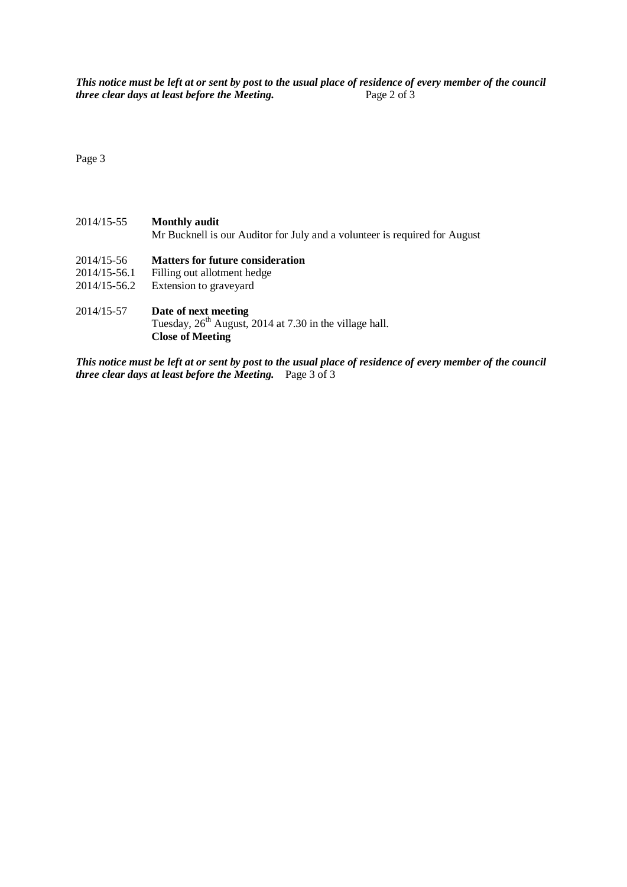2014/15-55 **Monthly audit**
Mr Bucknell is our Auditor for July and a volunteer is required for August

2014/15-56 **Matters for future consideration**
2014/15-56.1 Filling out allotment hedge
2014/15-56.2 Extension to graveyard

2014/15-57 **Date of next meeting**
Tuesday, 26th August, 2014 at 7.30 in the village hall.
**Close of Meeting**